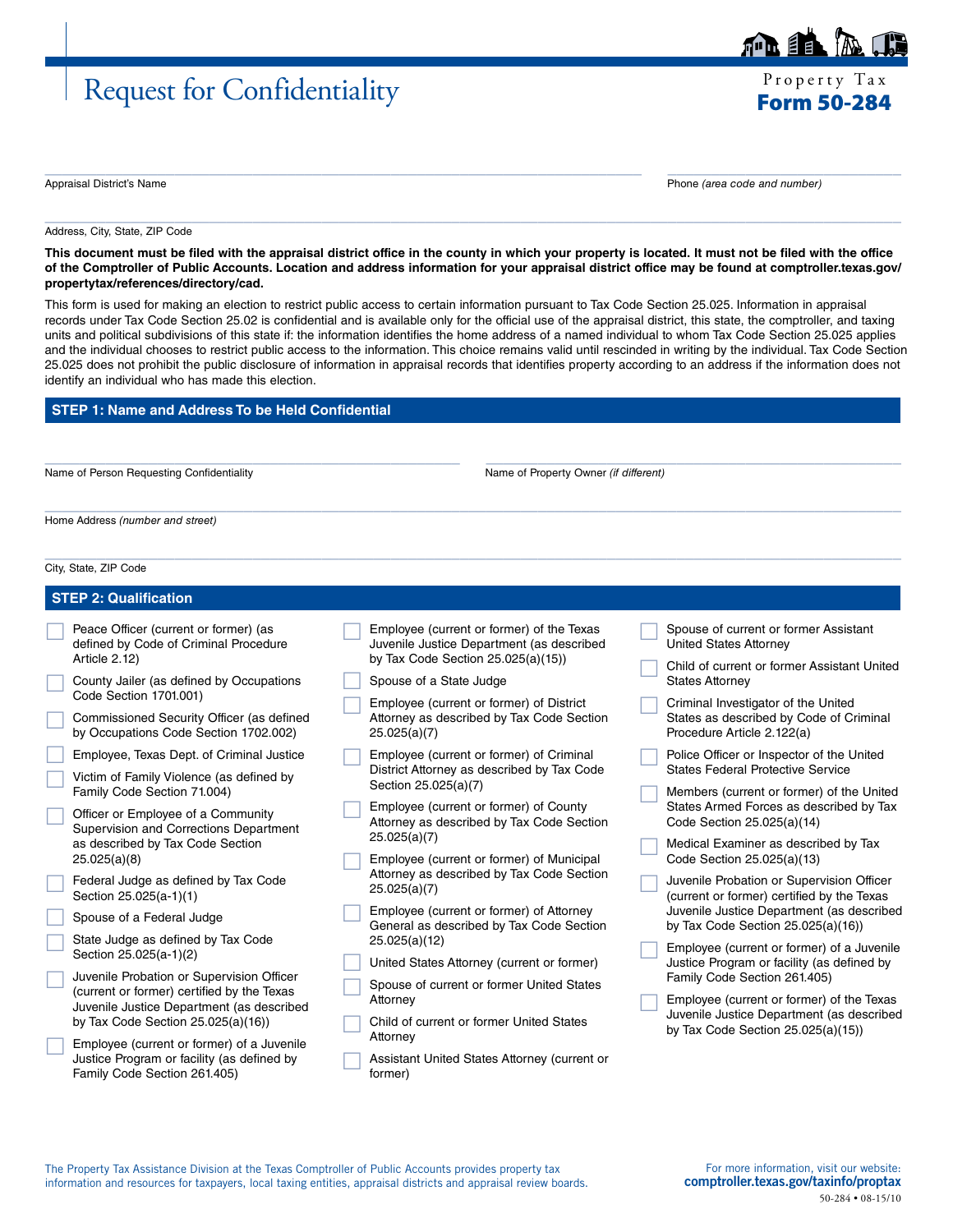# Request for Confidentiality

Property Tax
**Form 50-284**

Appraisal District's Name

Phone *(area code and number)*

Address, City, State, ZIP Code

**This document must be filed with the appraisal district office in the county in which your property is located. It must not be filed with the office of the Comptroller of Public Accounts. Location and address information for your appraisal district office may be found at comptroller.texas.gov/propertytax/references/directory/cad.**

This form is used for making an election to restrict public access to certain information pursuant to Tax Code Section 25.025. Information in appraisal records under Tax Code Section 25.02 is confidential and is available only for the official use of the appraisal district, this state, the comptroller, and taxing units and political subdivisions of this state if: the information identifies the home address of a named individual to whom Tax Code Section 25.025 applies and the individual chooses to restrict public access to the information. This choice remains valid until rescinded in writing by the individual. Tax Code Section 25.025 does not prohibit the public disclosure of information in appraisal records that identifies property according to an address if the information does not identify an individual who has made this election.

## STEP 1: Name and Address To be Held Confidential

Name of Person Requesting Confidentiality

Name of Property Owner *(if different)*

Home Address *(number and street)*

City, State, ZIP Code

## STEP 2: Qualification

- ☐ Peace Officer (current or former) (as defined by Code of Criminal Procedure Article 2.12)
- ☐ County Jailer (as defined by Occupations Code Section 1701.001)
- ☐ Commissioned Security Officer (as defined by Occupations Code Section 1702.002)
- ☐ Employee, Texas Dept. of Criminal Justice
- ☐ Victim of Family Violence (as defined by Family Code Section 71.004)
- ☐ Officer or Employee of a Community Supervision and Corrections Department as described by Tax Code Section 25.025(a)(8)
- ☐ Federal Judge as defined by Tax Code Section 25.025(a-1)(1)
- ☐ Spouse of a Federal Judge
- ☐ State Judge as defined by Tax Code Section 25.025(a-1)(2)
- ☐ Juvenile Probation or Supervision Officer (current or former) certified by the Texas Juvenile Justice Department (as described by Tax Code Section 25.025(a)(16))
- ☐ Employee (current or former) of a Juvenile Justice Program or facility (as defined by Family Code Section 261.405)
- ☐ Employee (current or former) of the Texas Juvenile Justice Department (as described by Tax Code Section 25.025(a)(15))
- ☐ Spouse of a State Judge
- ☐ Employee (current or former) of District Attorney as described by Tax Code Section 25.025(a)(7)
- ☐ Employee (current or former) of Criminal District Attorney as described by Tax Code Section 25.025(a)(7)
- ☐ Employee (current or former) of County Attorney as described by Tax Code Section 25.025(a)(7)
- ☐ Employee (current or former) of Municipal Attorney as described by Tax Code Section 25.025(a)(7)
- ☐ Employee (current or former) of Attorney General as described by Tax Code Section 25.025(a)(12)
- ☐ United States Attorney (current or former)
- ☐ Spouse of current or former United States Attorney
- ☐ Child of current or former United States Attorney
- ☐ Assistant United States Attorney (current or former)
- ☐ Spouse of current or former Assistant United States Attorney
- ☐ Child of current or former Assistant United States Attorney
- ☐ Criminal Investigator of the United States as described by Code of Criminal Procedure Article 2.122(a)
- ☐ Police Officer or Inspector of the United States Federal Protective Service
- ☐ Members (current or former) of the United States Armed Forces as described by Tax Code Section 25.025(a)(14)
- ☐ Medical Examiner as described by Tax Code Section 25.025(a)(13)
- ☐ Juvenile Probation or Supervision Officer (current or former) certified by the Texas Juvenile Justice Department (as described by Tax Code Section 25.025(a)(16))
- ☐ Employee (current or former) of a Juvenile Justice Program or facility (as defined by Family Code Section 261.405)
- ☐ Employee (current or former) of the Texas Juvenile Justice Department (as described by Tax Code Section 25.025(a)(15))

The Property Tax Assistance Division at the Texas Comptroller of Public Accounts provides property tax information and resources for taxpayers, local taxing entities, appraisal districts and appraisal review boards.

For more information, visit our website: **comptroller.texas.gov/taxinfo/proptax**

50-284 • 08-15/10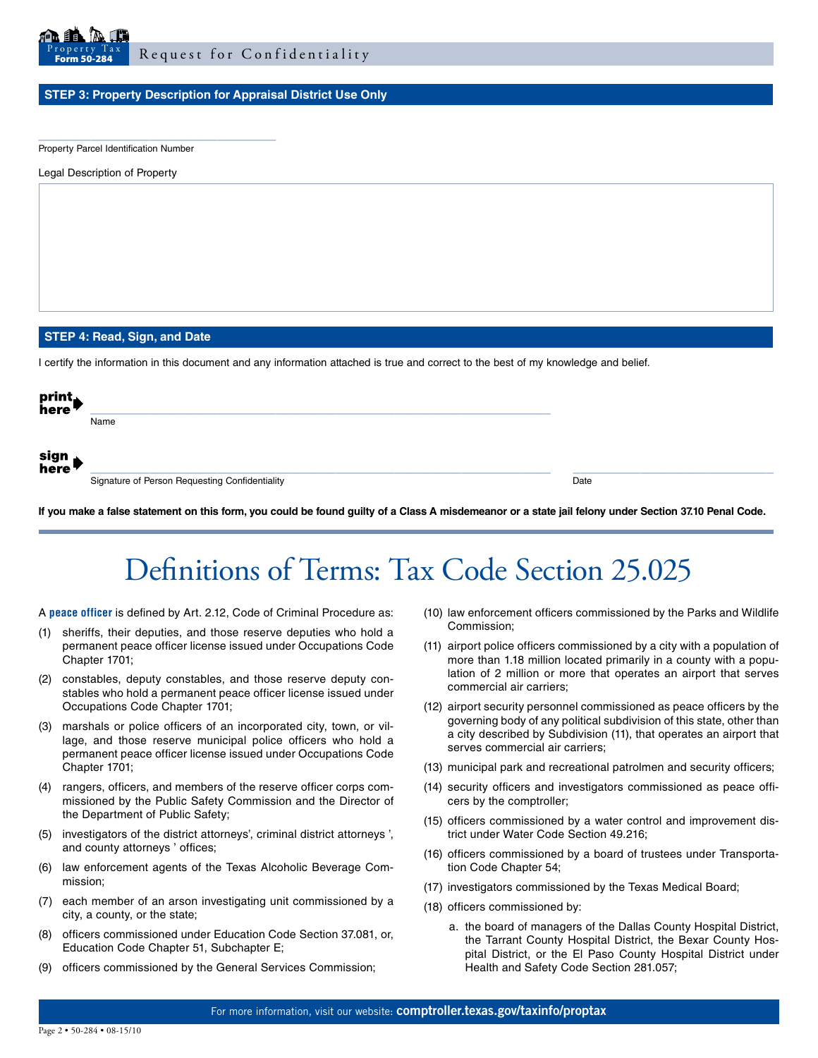## STEP 3: Property Description for Appraisal District Use Only

Property Parcel Identification Number

Legal Description of Property

## STEP 4: Read, Sign, and Date

I certify the information in this document and any information attached is true and correct to the best of my knowledge and belief.

**print here** ____________________
Name

**sign here** ____________________ ____________________
Signature of Person Requesting Confidentiality Date

**If you make a false statement on this form, you could be found guilty of a Class A misdemeanor or a state jail felony under Section 37.10 Penal Code.**

# Definitions of Terms: Tax Code Section 25.025

A **peace officer** is defined by Art. 2.12, Code of Criminal Procedure as:

(1) sheriffs, their deputies, and those reserve deputies who hold a permanent peace officer license issued under Occupations Code Chapter 1701;

(2) constables, deputy constables, and those reserve deputy constables who hold a permanent peace officer license issued under Occupations Code Chapter 1701;

(3) marshals or police officers of an incorporated city, town, or village, and those reserve municipal police officers who hold a permanent peace officer license issued under Occupations Code Chapter 1701;

(4) rangers, officers, and members of the reserve officer corps commissioned by the Public Safety Commission and the Director of the Department of Public Safety;

(5) investigators of the district attorneys', criminal district attorneys ', and county attorneys ' offices;

(6) law enforcement agents of the Texas Alcoholic Beverage Commission;

(7) each member of an arson investigating unit commissioned by a city, a county, or the state;

(8) officers commissioned under Education Code Section 37.081, or, Education Code Chapter 51, Subchapter E;

(9) officers commissioned by the General Services Commission;

(10) law enforcement officers commissioned by the Parks and Wildlife Commission;

(11) airport police officers commissioned by a city with a population of more than 1.18 million located primarily in a county with a population of 2 million or more that operates an airport that serves commercial air carriers;

(12) airport security personnel commissioned as peace officers by the governing body of any political subdivision of this state, other than a city described by Subdivision (11), that operates an airport that serves commercial air carriers;

(13) municipal park and recreational patrolmen and security officers;

(14) security officers and investigators commissioned as peace officers by the comptroller;

(15) officers commissioned by a water control and improvement district under Water Code Section 49.216;

(16) officers commissioned by a board of trustees under Transportation Code Chapter 54;

(17) investigators commissioned by the Texas Medical Board;

(18) officers commissioned by:

a. the board of managers of the Dallas County Hospital District, the Tarrant County Hospital District, the Bexar County Hospital District, or the El Paso County Hospital District under Health and Safety Code Section 281.057;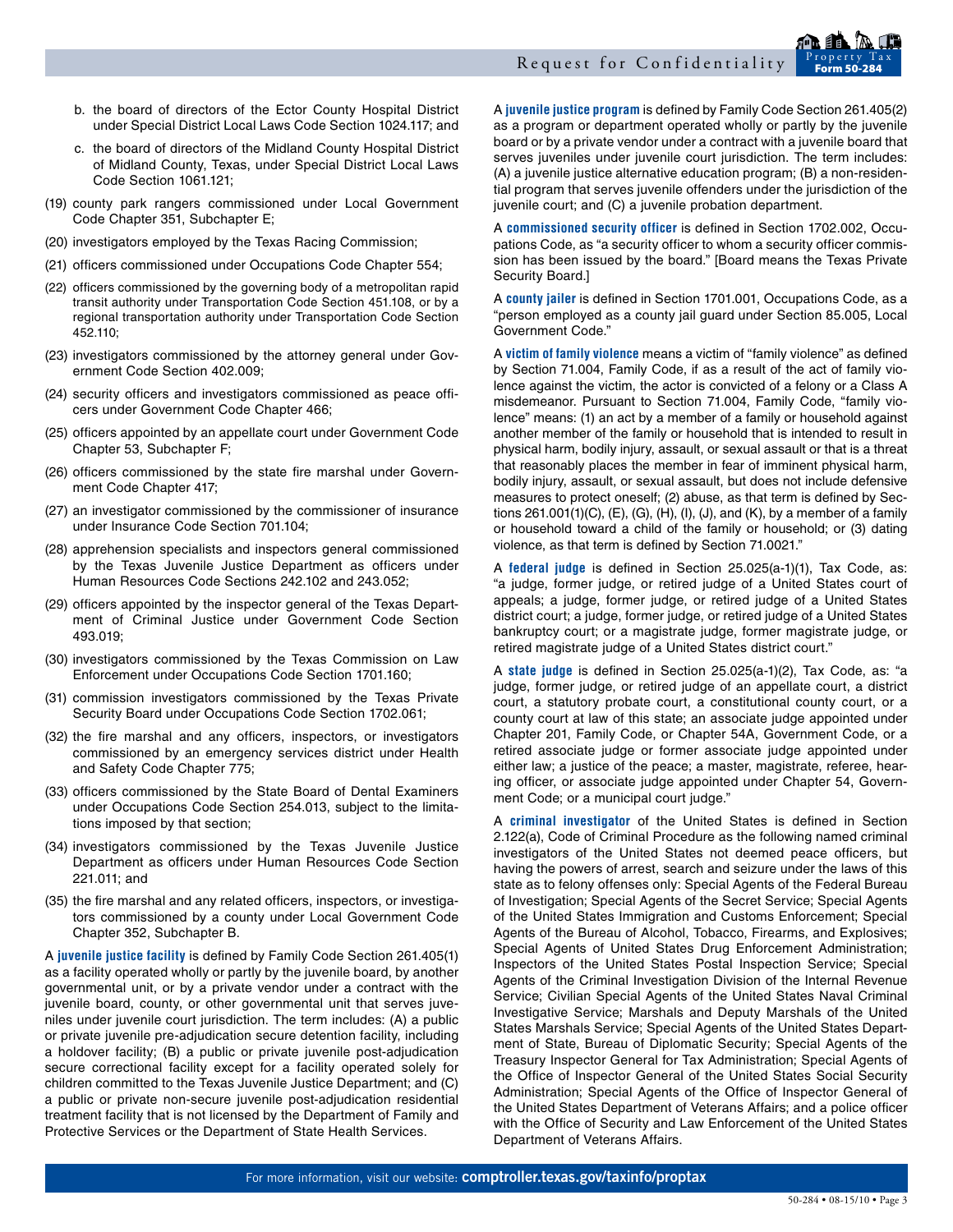b. the board of directors of the Ector County Hospital District under Special District Local Laws Code Section 1024.117; and

c. the board of directors of the Midland County Hospital District of Midland County, Texas, under Special District Local Laws Code Section 1061.121;

(19) county park rangers commissioned under Local Government Code Chapter 351, Subchapter E;

(20) investigators employed by the Texas Racing Commission;

(21) officers commissioned under Occupations Code Chapter 554;

(22) officers commissioned by the governing body of a metropolitan rapid transit authority under Transportation Code Section 451.108, or by a regional transportation authority under Transportation Code Section 452.110;

(23) investigators commissioned by the attorney general under Government Code Section 402.009;

(24) security officers and investigators commissioned as peace officers under Government Code Chapter 466;

(25) officers appointed by an appellate court under Government Code Chapter 53, Subchapter F;

(26) officers commissioned by the state fire marshal under Government Code Chapter 417;

(27) an investigator commissioned by the commissioner of insurance under Insurance Code Section 701.104;

(28) apprehension specialists and inspectors general commissioned by the Texas Juvenile Justice Department as officers under Human Resources Code Sections 242.102 and 243.052;

(29) officers appointed by the inspector general of the Texas Department of Criminal Justice under Government Code Section 493.019;

(30) investigators commissioned by the Texas Commission on Law Enforcement under Occupations Code Section 1701.160;

(31) commission investigators commissioned by the Texas Private Security Board under Occupations Code Section 1702.061;

(32) the fire marshal and any officers, inspectors, or investigators commissioned by an emergency services district under Health and Safety Code Chapter 775;

(33) officers commissioned by the State Board of Dental Examiners under Occupations Code Section 254.013, subject to the limitations imposed by that section;

(34) investigators commissioned by the Texas Juvenile Justice Department as officers under Human Resources Code Section 221.011; and

(35) the fire marshal and any related officers, inspectors, or investigators commissioned by a county under Local Government Code Chapter 352, Subchapter B.

A **juvenile justice facility** is defined by Family Code Section 261.405(1) as a facility operated wholly or partly by the juvenile board, by another governmental unit, or by a private vendor under a contract with the juvenile board, county, or other governmental unit that serves juveniles under juvenile court jurisdiction. The term includes: (A) a public or private juvenile pre-adjudication secure detention facility, including a holdover facility; (B) a public or private juvenile post-adjudication secure correctional facility except for a facility operated solely for children committed to the Texas Juvenile Justice Department; and (C) a public or private non-secure juvenile post-adjudication residential treatment facility that is not licensed by the Department of Family and Protective Services or the Department of State Health Services.

A **juvenile justice program** is defined by Family Code Section 261.405(2) as a program or department operated wholly or partly by the juvenile board or by a private vendor under a contract with a juvenile board that serves juveniles under juvenile court jurisdiction. The term includes: (A) a juvenile justice alternative education program; (B) a non-residential program that serves juvenile offenders under the jurisdiction of the juvenile court; and (C) a juvenile probation department.

A **commissioned security officer** is defined in Section 1702.002, Occupations Code, as "a security officer to whom a security officer commission has been issued by the board." [Board means the Texas Private Security Board.]

A **county jailer** is defined in Section 1701.001, Occupations Code, as a "person employed as a county jail guard under Section 85.005, Local Government Code."

A **victim of family violence** means a victim of "family violence" as defined by Section 71.004, Family Code, if as a result of the act of family violence against the victim, the actor is convicted of a felony or a Class A misdemeanor. Pursuant to Section 71.004, Family Code, "family violence" means: (1) an act by a member of a family or household against another member of the family or household that is intended to result in physical harm, bodily injury, assault, or sexual assault or that is a threat that reasonably places the member in fear of imminent physical harm, bodily injury, assault, or sexual assault, but does not include defensive measures to protect oneself; (2) abuse, as that term is defined by Sections 261.001(1)(C), (E), (G), (H), (I), (J), and (K), by a member of a family or household toward a child of the family or household; or (3) dating violence, as that term is defined by Section 71.0021."

A **federal judge** is defined in Section 25.025(a-1)(1), Tax Code, as: "a judge, former judge, or retired judge of a United States court of appeals; a judge, former judge, or retired judge of a United States district court; a judge, former judge, or retired judge of a United States bankruptcy court; or a magistrate judge, former magistrate judge, or retired magistrate judge of a United States district court."

A **state judge** is defined in Section 25.025(a-1)(2), Tax Code, as: "a judge, former judge, or retired judge of an appellate court, a district court, a statutory probate court, a constitutional county court, or a county court at law of this state; an associate judge appointed under Chapter 201, Family Code, or Chapter 54A, Government Code, or a retired associate judge or former associate judge appointed under either law; a justice of the peace; a master, magistrate, referee, hearing officer, or associate judge appointed under Chapter 54, Government Code; or a municipal court judge."

A **criminal investigator** of the United States is defined in Section 2.122(a), Code of Criminal Procedure as the following named criminal investigators of the United States not deemed peace officers, but having the powers of arrest, search and seizure under the laws of this state as to felony offenses only: Special Agents of the Federal Bureau of Investigation; Special Agents of the Secret Service; Special Agents of the United States Immigration and Customs Enforcement; Special Agents of the Bureau of Alcohol, Tobacco, Firearms, and Explosives; Special Agents of United States Drug Enforcement Administration; Inspectors of the United States Postal Inspection Service; Special Agents of the Criminal Investigation Division of the Internal Revenue Service; Civilian Special Agents of the United States Naval Criminal Investigative Service; Marshals and Deputy Marshals of the United States Marshals Service; Special Agents of the United States Department of State, Bureau of Diplomatic Security; Special Agents of the Treasury Inspector General for Tax Administration; Special Agents of the Office of Inspector General of the United States Social Security Administration; Special Agents of the Office of Inspector General of the United States Department of Veterans Affairs; and a police officer with the Office of Security and Law Enforcement of the United States Department of Veterans Affairs.